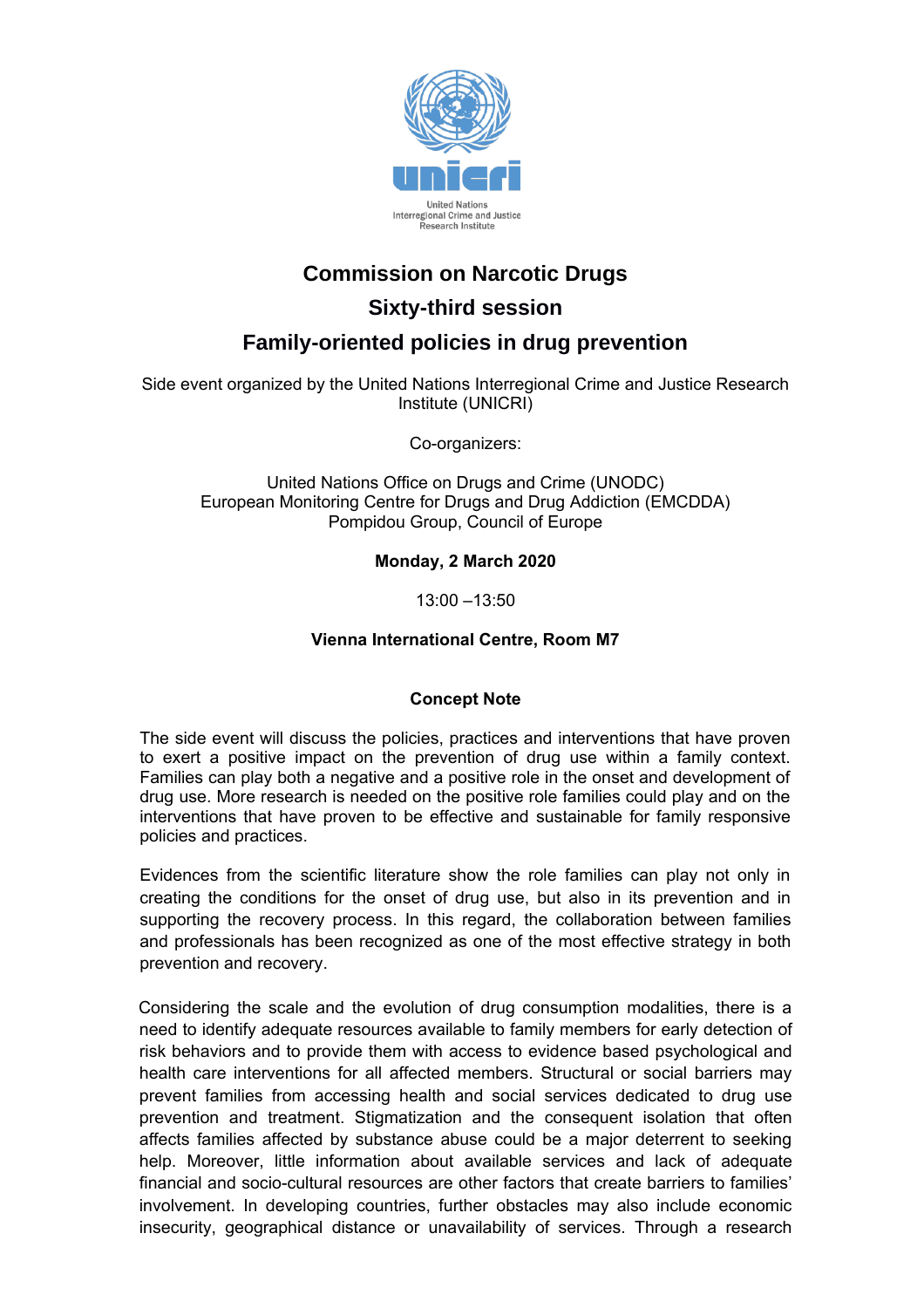unicri

United Nations Interregional Crime and Justice Research Institute

# Commission on Narcotic Drugs

## Sixty-third session

## Family-oriented policies in drug prevention

Side event organized by the United Nations Interregional Crime and Justice Research Institute (UNICRI)

Co-organizers:

United Nations Office on Drugs and Crime (UNODC)
European Monitoring Centre for Drugs and Drug Addiction (EMCDDA)
Pompidou Group, Council of Europe

**Monday, 2 March 2020**

13:00 –13:50

**Vienna International Centre, Room M7**

**Concept Note**

The side event will discuss the policies, practices and interventions that have proven to exert a positive impact on the prevention of drug use within a family context. Families can play both a negative and a positive role in the onset and development of drug use. More research is needed on the positive role families could play and on the interventions that have proven to be effective and sustainable for family responsive policies and practices.

Evidences from the scientific literature show the role families can play not only in creating the conditions for the onset of drug use, but also in its prevention and in supporting the recovery process. In this regard, the collaboration between families and professionals has been recognized as one of the most effective strategy in both prevention and recovery.

Considering the scale and the evolution of drug consumption modalities, there is a need to identify adequate resources available to family members for early detection of risk behaviors and to provide them with access to evidence based psychological and health care interventions for all affected members. Structural or social barriers may prevent families from accessing health and social services dedicated to drug use prevention and treatment. Stigmatization and the consequent isolation that often affects families affected by substance abuse could be a major deterrent to seeking help. Moreover, little information about available services and lack of adequate financial and socio-cultural resources are other factors that create barriers to families' involvement. In developing countries, further obstacles may also include economic insecurity, geographical distance or unavailability of services. Through a research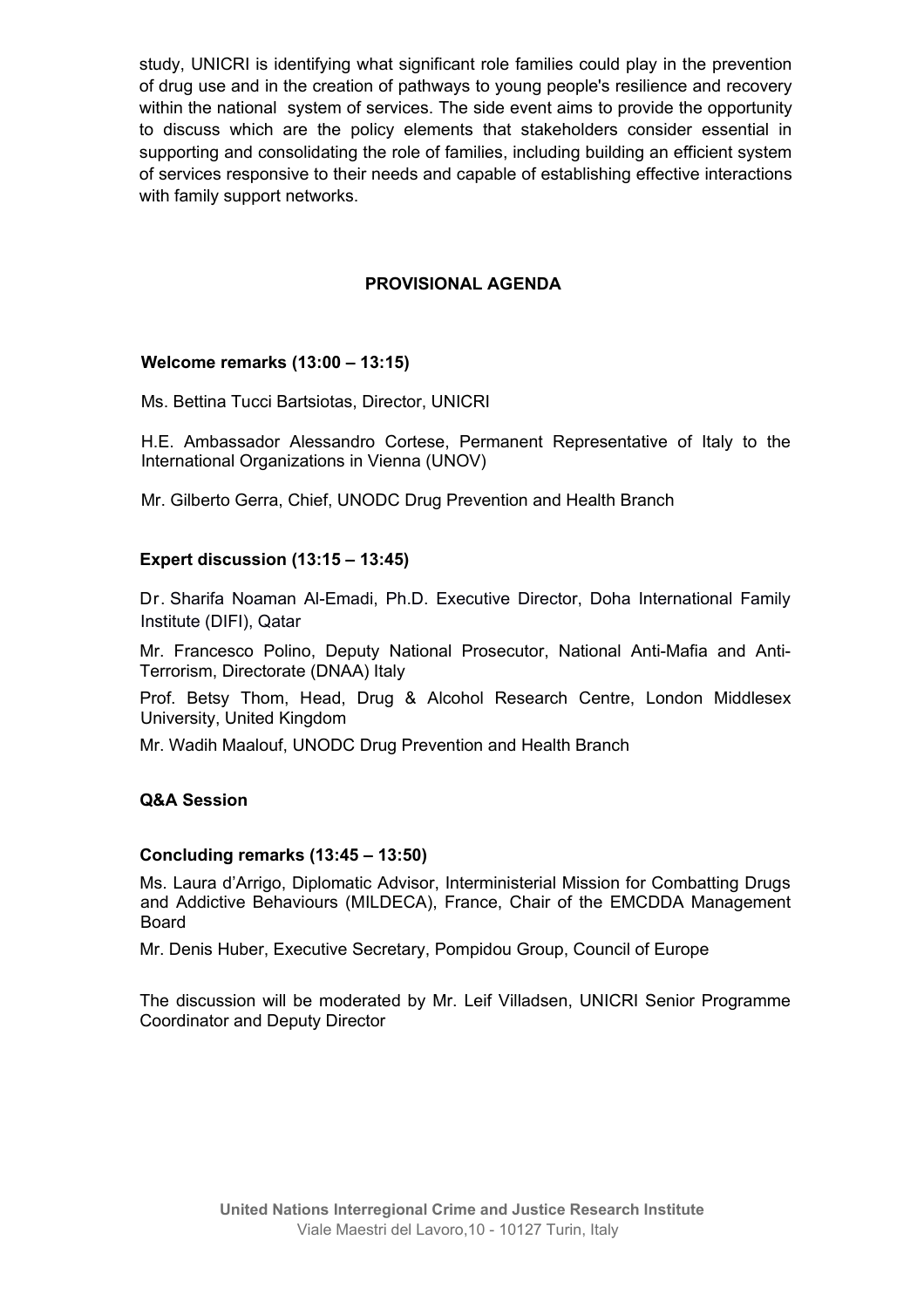study, UNICRI is identifying what significant role families could play in the prevention of drug use and in the creation of pathways to young people's resilience and recovery within the national system of services. The side event aims to provide the opportunity to discuss which are the policy elements that stakeholders consider essential in supporting and consolidating the role of families, including building an efficient system of services responsive to their needs and capable of establishing effective interactions with family support networks.

## PROVISIONAL AGENDA

**Welcome remarks (13:00 – 13:15)**

Ms. Bettina Tucci Bartsiotas, Director, UNICRI

H.E. Ambassador Alessandro Cortese, Permanent Representative of Italy to the International Organizations in Vienna (UNOV)

Mr. Gilberto Gerra, Chief, UNODC Drug Prevention and Health Branch

**Expert discussion (13:15 – 13:45)**

Dr. Sharifa Noaman Al-Emadi, Ph.D. Executive Director, Doha International Family Institute (DIFI), Qatar

Mr. Francesco Polino, Deputy National Prosecutor, National Anti-Mafia and Anti-Terrorism, Directorate (DNAA) Italy

Prof. Betsy Thom, Head, Drug & Alcohol Research Centre, London Middlesex University, United Kingdom

Mr. Wadih Maalouf, UNODC Drug Prevention and Health Branch

**Q&A Session**

**Concluding remarks (13:45 – 13:50)**

Ms. Laura d'Arrigo, Diplomatic Advisor, Interministerial Mission for Combatting Drugs and Addictive Behaviours (MILDECA), France, Chair of the EMCDDA Management Board

Mr. Denis Huber, Executive Secretary, Pompidou Group, Council of Europe

The discussion will be moderated by Mr. Leif Villadsen, UNICRI Senior Programme Coordinator and Deputy Director

**United Nations Interregional Crime and Justice Research Institute**
Viale Maestri del Lavoro,10 - 10127 Turin, Italy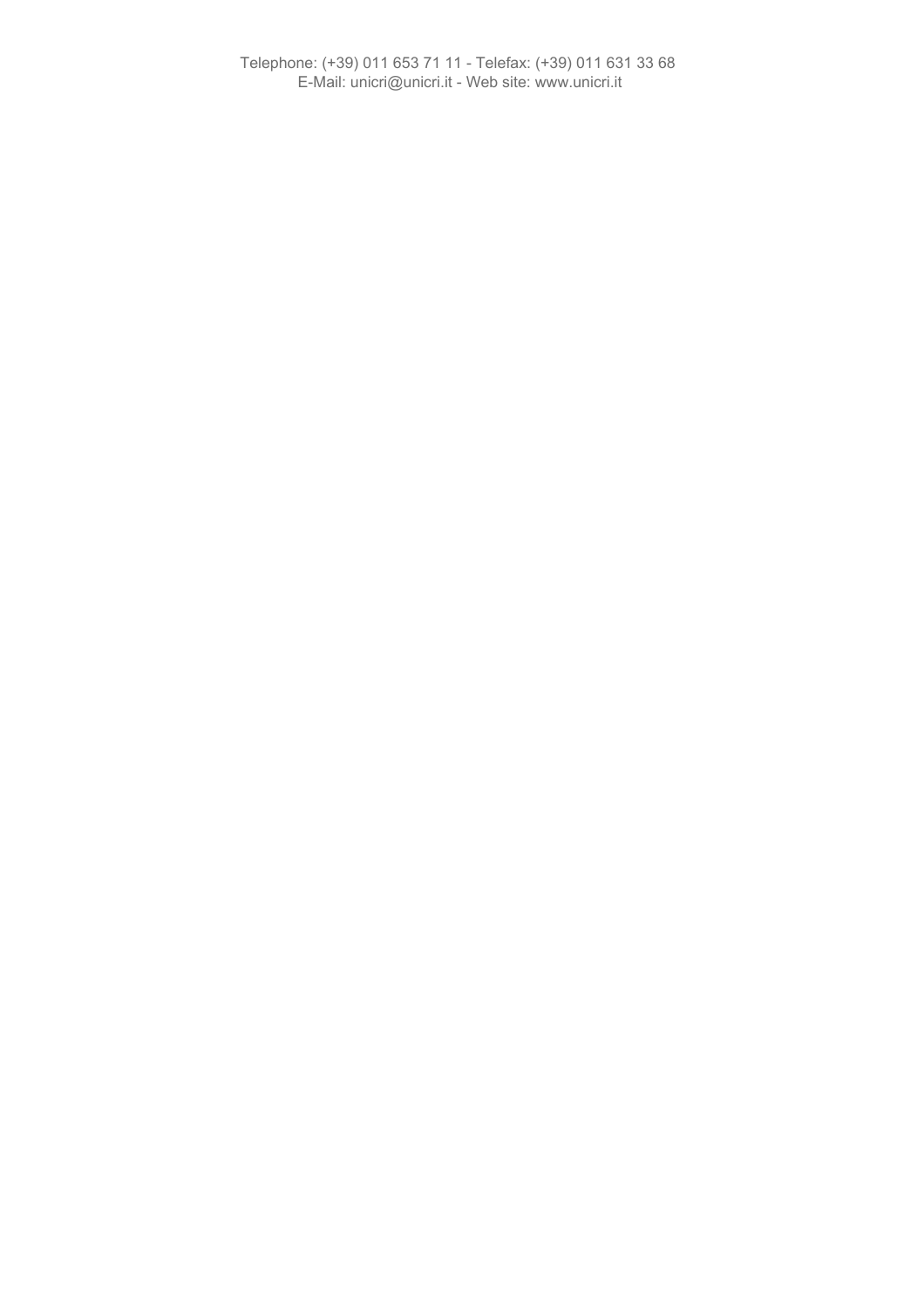Telephone: (+39) 011 653 71 11 - Telefax: (+39) 011 631 33 68
E-Mail: unicri@unicri.it - Web site: www.unicri.it